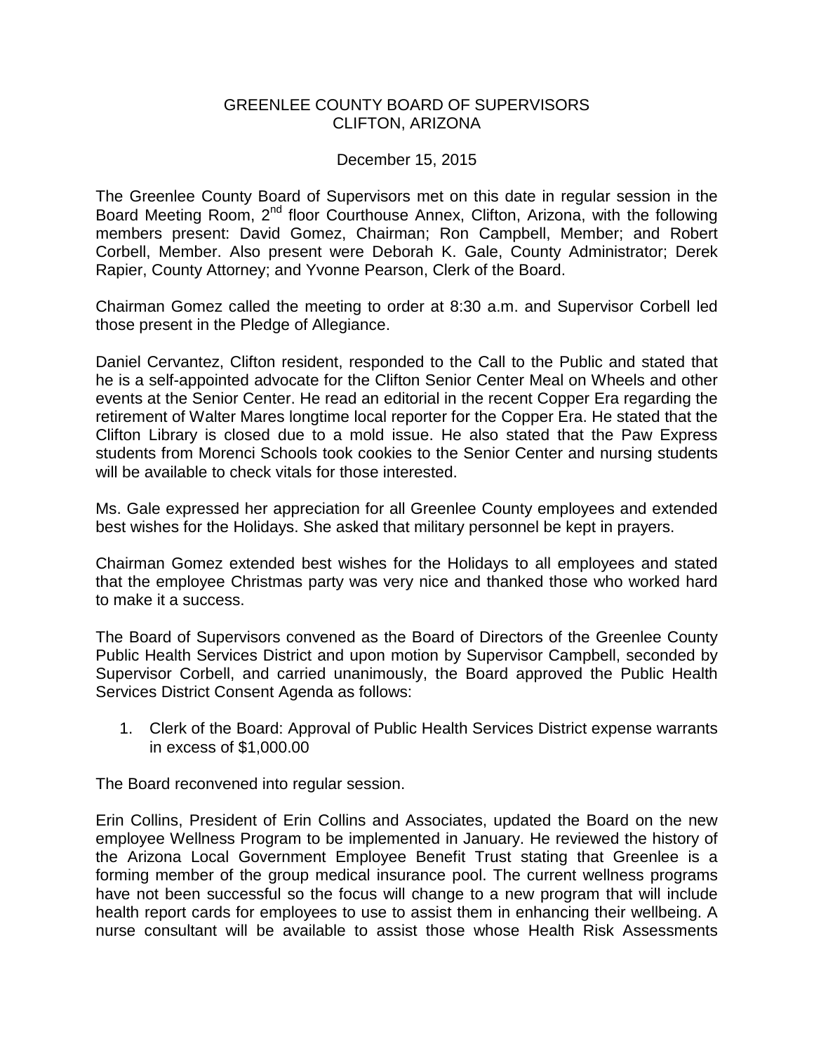# GREENLEE COUNTY BOARD OF SUPERVISORS
# CLIFTON, ARIZONA

December 15, 2015

The Greenlee County Board of Supervisors met on this date in regular session in the Board Meeting Room, 2nd floor Courthouse Annex, Clifton, Arizona, with the following members present: David Gomez, Chairman; Ron Campbell, Member; and Robert Corbell, Member. Also present were Deborah K. Gale, County Administrator; Derek Rapier, County Attorney; and Yvonne Pearson, Clerk of the Board.

Chairman Gomez called the meeting to order at 8:30 a.m. and Supervisor Corbell led those present in the Pledge of Allegiance.

Daniel Cervantez, Clifton resident, responded to the Call to the Public and stated that he is a self-appointed advocate for the Clifton Senior Center Meal on Wheels and other events at the Senior Center. He read an editorial in the recent Copper Era regarding the retirement of Walter Mares longtime local reporter for the Copper Era. He stated that the Clifton Library is closed due to a mold issue. He also stated that the Paw Express students from Morenci Schools took cookies to the Senior Center and nursing students will be available to check vitals for those interested.

Ms. Gale expressed her appreciation for all Greenlee County employees and extended best wishes for the Holidays. She asked that military personnel be kept in prayers.

Chairman Gomez extended best wishes for the Holidays to all employees and stated that the employee Christmas party was very nice and thanked those who worked hard to make it a success.

The Board of Supervisors convened as the Board of Directors of the Greenlee County Public Health Services District and upon motion by Supervisor Campbell, seconded by Supervisor Corbell, and carried unanimously, the Board approved the Public Health Services District Consent Agenda as follows:

1. Clerk of the Board: Approval of Public Health Services District expense warrants in excess of $1,000.00

The Board reconvened into regular session.

Erin Collins, President of Erin Collins and Associates, updated the Board on the new employee Wellness Program to be implemented in January. He reviewed the history of the Arizona Local Government Employee Benefit Trust stating that Greenlee is a forming member of the group medical insurance pool. The current wellness programs have not been successful so the focus will change to a new program that will include health report cards for employees to use to assist them in enhancing their wellbeing. A nurse consultant will be available to assist those whose Health Risk Assessments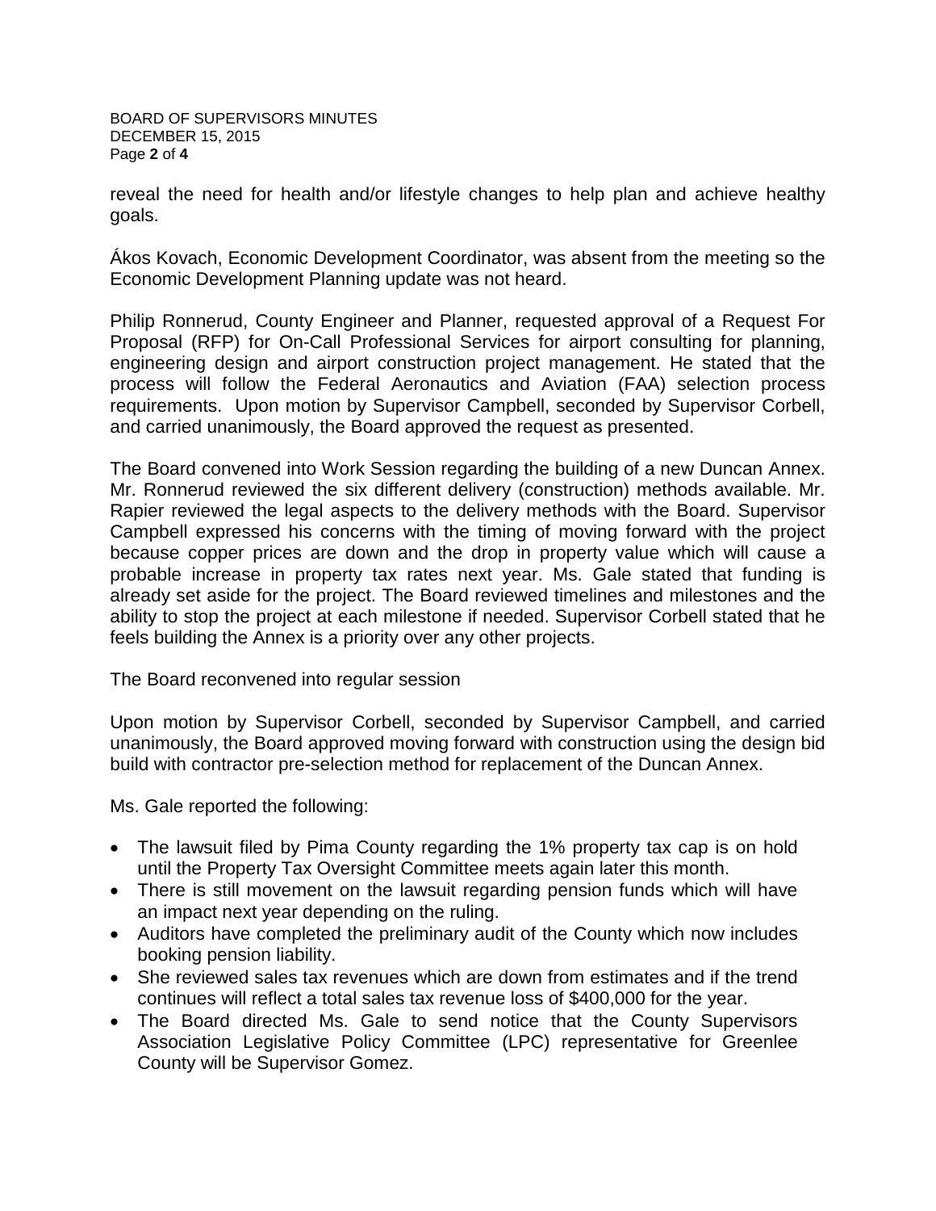reveal the need for health and/or lifestyle changes to help plan and achieve healthy goals.

Ákos Kovach, Economic Development Coordinator, was absent from the meeting so the Economic Development Planning update was not heard.

Philip Ronnerud, County Engineer and Planner, requested approval of a Request For Proposal (RFP) for On-Call Professional Services for airport consulting for planning, engineering design and airport construction project management. He stated that the process will follow the Federal Aeronautics and Aviation (FAA) selection process requirements. Upon motion by Supervisor Campbell, seconded by Supervisor Corbell, and carried unanimously, the Board approved the request as presented.

The Board convened into Work Session regarding the building of a new Duncan Annex. Mr. Ronnerud reviewed the six different delivery (construction) methods available. Mr. Rapier reviewed the legal aspects to the delivery methods with the Board. Supervisor Campbell expressed his concerns with the timing of moving forward with the project because copper prices are down and the drop in property value which will cause a probable increase in property tax rates next year. Ms. Gale stated that funding is already set aside for the project. The Board reviewed timelines and milestones and the ability to stop the project at each milestone if needed. Supervisor Corbell stated that he feels building the Annex is a priority over any other projects.

The Board reconvened into regular session

Upon motion by Supervisor Corbell, seconded by Supervisor Campbell, and carried unanimously, the Board approved moving forward with construction using the design bid build with contractor pre-selection method for replacement of the Duncan Annex.

Ms. Gale reported the following:

- The lawsuit filed by Pima County regarding the 1% property tax cap is on hold until the Property Tax Oversight Committee meets again later this month.
- There is still movement on the lawsuit regarding pension funds which will have an impact next year depending on the ruling.
- Auditors have completed the preliminary audit of the County which now includes booking pension liability.
- She reviewed sales tax revenues which are down from estimates and if the trend continues will reflect a total sales tax revenue loss of $400,000 for the year.
- The Board directed Ms. Gale to send notice that the County Supervisors Association Legislative Policy Committee (LPC) representative for Greenlee County will be Supervisor Gomez.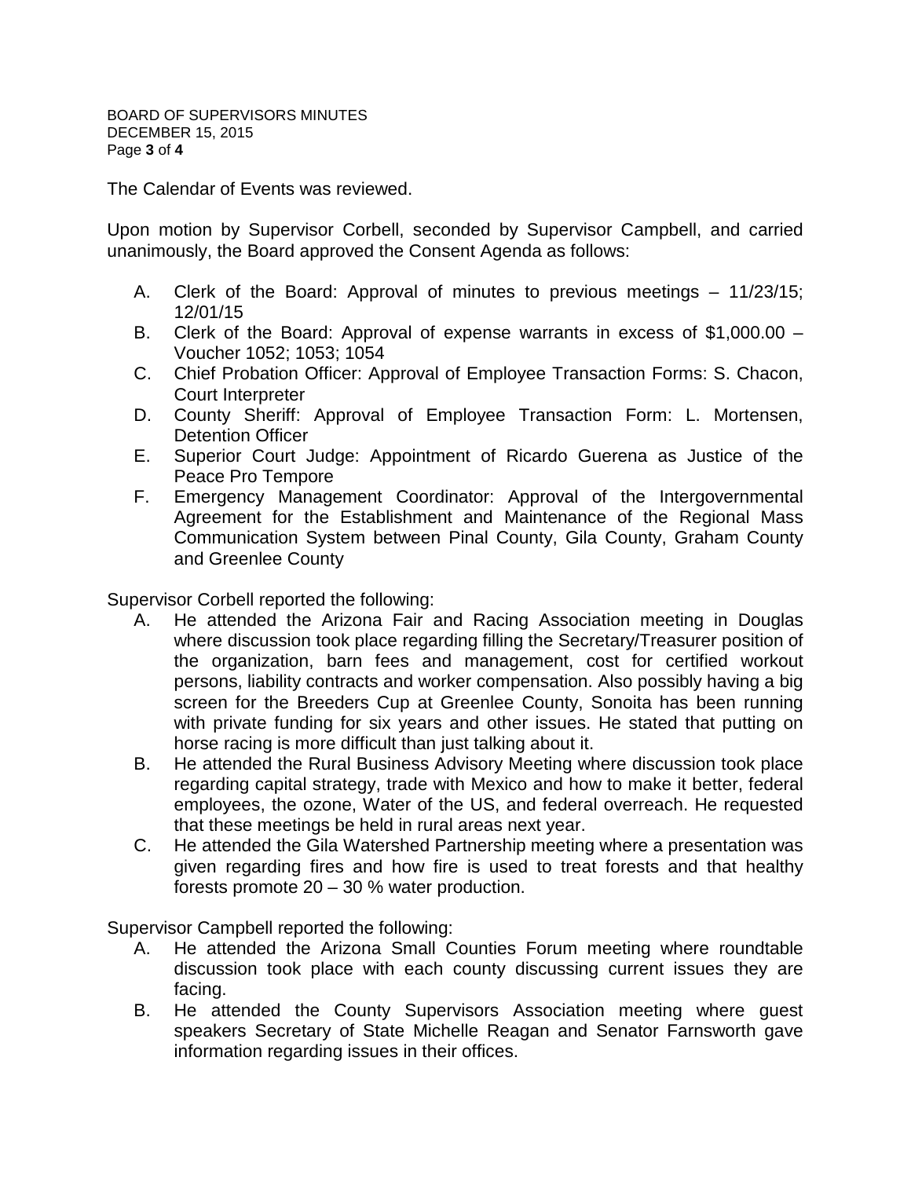The Calendar of Events was reviewed.

Upon motion by Supervisor Corbell, seconded by Supervisor Campbell, and carried unanimously, the Board approved the Consent Agenda as follows:

A. Clerk of the Board: Approval of minutes to previous meetings – 11/23/15; 12/01/15
B. Clerk of the Board: Approval of expense warrants in excess of $1,000.00 – Voucher 1052; 1053; 1054
C. Chief Probation Officer: Approval of Employee Transaction Forms: S. Chacon, Court Interpreter
D. County Sheriff: Approval of Employee Transaction Form: L. Mortensen, Detention Officer
E. Superior Court Judge: Appointment of Ricardo Guerena as Justice of the Peace Pro Tempore
F. Emergency Management Coordinator: Approval of the Intergovernmental Agreement for the Establishment and Maintenance of the Regional Mass Communication System between Pinal County, Gila County, Graham County and Greenlee County

Supervisor Corbell reported the following:

A. He attended the Arizona Fair and Racing Association meeting in Douglas where discussion took place regarding filling the Secretary/Treasurer position of the organization, barn fees and management, cost for certified workout persons, liability contracts and worker compensation. Also possibly having a big screen for the Breeders Cup at Greenlee County, Sonoita has been running with private funding for six years and other issues. He stated that putting on horse racing is more difficult than just talking about it.
B. He attended the Rural Business Advisory Meeting where discussion took place regarding capital strategy, trade with Mexico and how to make it better, federal employees, the ozone, Water of the US, and federal overreach. He requested that these meetings be held in rural areas next year.
C. He attended the Gila Watershed Partnership meeting where a presentation was given regarding fires and how fire is used to treat forests and that healthy forests promote 20 – 30 % water production.

Supervisor Campbell reported the following:

A. He attended the Arizona Small Counties Forum meeting where roundtable discussion took place with each county discussing current issues they are facing.
B. He attended the County Supervisors Association meeting where guest speakers Secretary of State Michelle Reagan and Senator Farnsworth gave information regarding issues in their offices.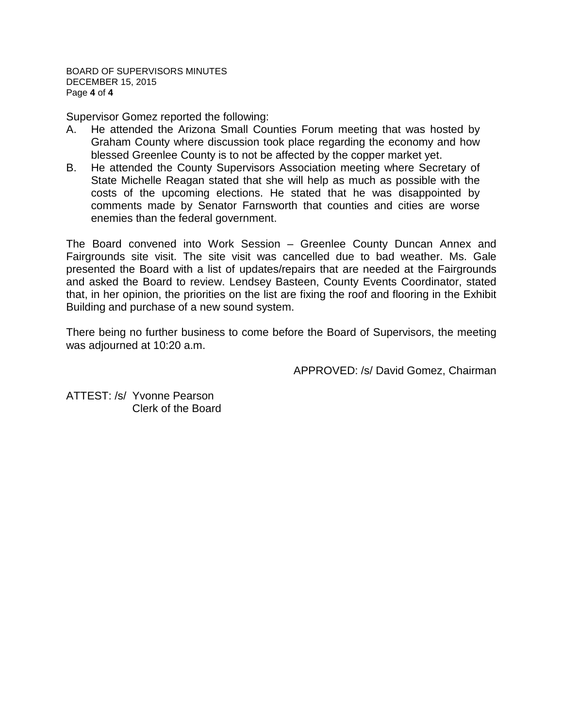Supervisor Gomez reported the following:

A. He attended the Arizona Small Counties Forum meeting that was hosted by Graham County where discussion took place regarding the economy and how blessed Greenlee County is to not be affected by the copper market yet.
B. He attended the County Supervisors Association meeting where Secretary of State Michelle Reagan stated that she will help as much as possible with the costs of the upcoming elections. He stated that he was disappointed by comments made by Senator Farnsworth that counties and cities are worse enemies than the federal government.

The Board convened into Work Session – Greenlee County Duncan Annex and Fairgrounds site visit. The site visit was cancelled due to bad weather. Ms. Gale presented the Board with a list of updates/repairs that are needed at the Fairgrounds and asked the Board to review. Lendsey Basteen, County Events Coordinator, stated that, in her opinion, the priorities on the list are fixing the roof and flooring in the Exhibit Building and purchase of a new sound system.

There being no further business to come before the Board of Supervisors, the meeting was adjourned at 10:20 a.m.

APPROVED: /s/ David Gomez, Chairman

ATTEST: /s/ Yvonne Pearson
Clerk of the Board